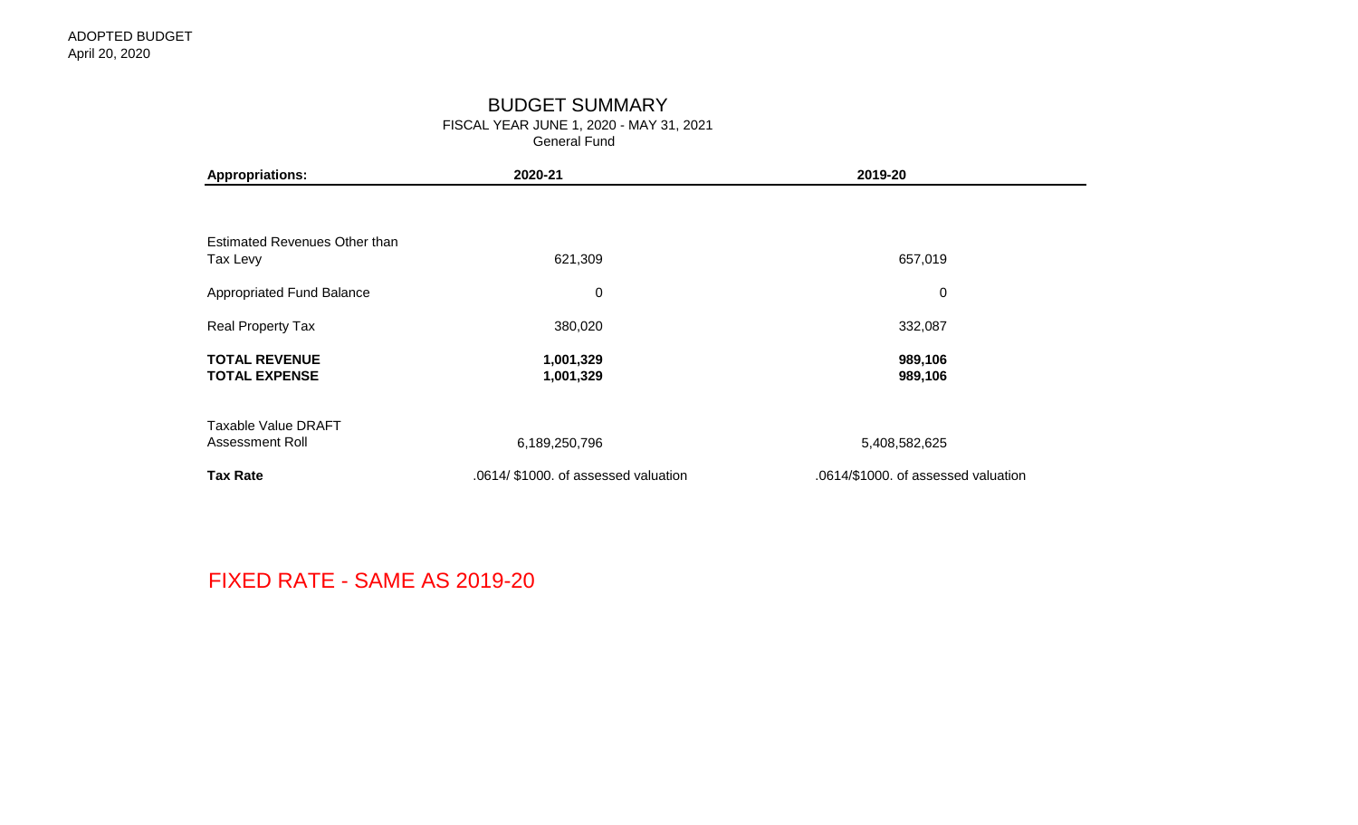ADOPTED BUDGET
April 20, 2020

# BUDGET SUMMARY

FISCAL YEAR JUNE 1, 2020 - MAY 31, 2021
General Fund

| **Appropriations:** | **2020-21** | **2019-20** |
|---|---|---|
| Estimated Revenues Other than Tax Levy | 621,309 | 657,019 |
| Appropriated Fund Balance | 0 | 0 |
| Real Property Tax | 380,020 | 332,087 |
| **TOTAL REVENUE** | **1,001,329** | **989,106** |
| **TOTAL EXPENSE** | **1,001,329** | **989,106** |
| Taxable Value DRAFT Assessment Roll | 6,189,250,796 | 5,408,582,625 |
| **Tax Rate** | .0614/ $1000. of assessed valuation | .0614/$1000. of assessed valuation |

FIXED RATE - SAME AS 2019-20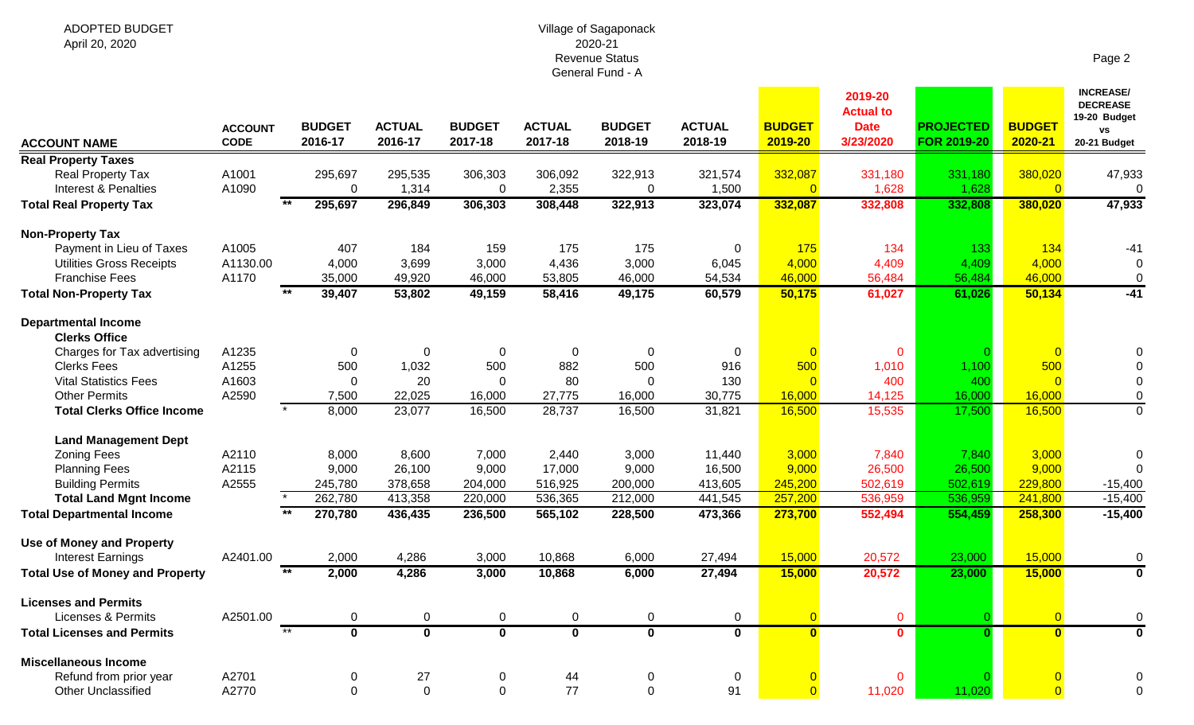ADOPTED BUDGET
April 20, 2020

Village of Sagaponack
2020-21
Revenue Status
General Fund - A

| ACCOUNT NAME | ACCOUNT CODE | | BUDGET 2016-17 | ACTUAL 2016-17 | BUDGET 2017-18 | ACTUAL 2017-18 | BUDGET 2018-19 | ACTUAL 2018-19 | BUDGET 2019-20 | 2019-20 Actual to Date 3/23/2020 | PROJECTED FOR 2019-20 | BUDGET 2020-21 | INCREASE/ DECREASE 19-20 Budget vs 20-21 Budget |
|---|---|---|---|---|---|---|---|---|---|---|---|---|---|
| **Real Property Taxes** | | | | | | | | | | | | | |
| Real Property Tax | A1001 | | 295,697 | 295,535 | 306,303 | 306,092 | 322,913 | 321,574 | 332,087 | 331,180 | 331,180 | 380,020 | 47,933 |
| Interest & Penalties | A1090 | | 0 | 1,314 | 0 | 2,355 | 0 | 1,500 | 0 | 1,628 | 1,628 | 0 | 0 |
| **Total Real Property Tax** | | ** | **295,697** | **296,849** | **306,303** | **308,448** | **322,913** | **323,074** | **332,087** | **332,808** | **332,808** | **380,020** | **47,933** |
| **Non-Property Tax** | | | | | | | | | | | | | |
| Payment in Lieu of Taxes | A1005 | | 407 | 184 | 159 | 175 | 175 | 0 | 175 | 134 | 133 | 134 | -41 |
| Utilities Gross Receipts | A1130.00 | | 4,000 | 3,699 | 3,000 | 4,436 | 3,000 | 6,045 | 4,000 | 4,409 | 4,409 | 4,000 | 0 |
| Franchise Fees | A1170 | | 35,000 | 49,920 | 46,000 | 53,805 | 46,000 | 54,534 | 46,000 | 56,484 | 56,484 | 46,000 | 0 |
| **Total Non-Property Tax** | | ** | **39,407** | **53,802** | **49,159** | **58,416** | **49,175** | **60,579** | **50,175** | **61,027** | **61,026** | **50,134** | **-41** |
| **Departmental Income** | | | | | | | | | | | | | |
| **Clerks Office** | | | | | | | | | | | | | |
| Charges for Tax advertising | A1235 | | 0 | 0 | 0 | 0 | 0 | 0 | 0 | 0 | 0 | 0 | 0 |
| Clerks Fees | A1255 | | 500 | 1,032 | 500 | 882 | 500 | 916 | 500 | 1,010 | 1,100 | 500 | 0 |
| Vital Statistics Fees | A1603 | | 0 | 20 | 0 | 80 | 0 | 130 | 0 | 400 | 400 | 0 | 0 |
| Other Permits | A2590 | | 7,500 | 22,025 | 16,000 | 27,775 | 16,000 | 30,775 | 16,000 | 14,125 | 16,000 | 16,000 | 0 |
| **Total Clerks Office Income** | | * | 8,000 | 23,077 | 16,500 | 28,737 | 16,500 | 31,821 | 16,500 | 15,535 | 17,500 | 16,500 | 0 |
| **Land Management Dept** | | | | | | | | | | | | | |
| Zoning Fees | A2110 | | 8,000 | 8,600 | 7,000 | 2,440 | 3,000 | 11,440 | 3,000 | 7,840 | 7,840 | 3,000 | 0 |
| Planning Fees | A2115 | | 9,000 | 26,100 | 9,000 | 17,000 | 9,000 | 16,500 | 9,000 | 26,500 | 26,500 | 9,000 | 0 |
| Building Permits | A2555 | | 245,780 | 378,658 | 204,000 | 516,925 | 200,000 | 413,605 | 245,200 | 502,619 | 502,619 | 229,800 | -15,400 |
| **Total Land Mgnt Income** | | * | 262,780 | 413,358 | 220,000 | 536,365 | 212,000 | 441,545 | 257,200 | 536,959 | 536,959 | 241,800 | -15,400 |
| **Total Departmental Income** | | ** | **270,780** | **436,435** | **236,500** | **565,102** | **228,500** | **473,366** | **273,700** | **552,494** | **554,459** | **258,300** | **-15,400** |
| **Use of Money and Property** | | | | | | | | | | | | | |
| Interest Earnings | A2401.00 | | 2,000 | 4,286 | 3,000 | 10,868 | 6,000 | 27,494 | 15,000 | 20,572 | 23,000 | 15,000 | 0 |
| **Total Use of Money and Property** | | ** | **2,000** | **4,286** | **3,000** | **10,868** | **6,000** | **27,494** | **15,000** | **20,572** | **23,000** | **15,000** | **0** |
| **Licenses and Permits** | | | | | | | | | | | | | |
| Licenses & Permits | A2501.00 | | 0 | 0 | 0 | 0 | 0 | 0 | 0 | 0 | 0 | 0 | 0 |
| **Total Licenses and Permits** | | ** | **0** | **0** | **0** | **0** | **0** | **0** | **0** | **0** | **0** | **0** | **0** |
| **Miscellaneous Income** | | | | | | | | | | | | | |
| Refund from prior year | A2701 | | 0 | 27 | 0 | 44 | 0 | 0 | 0 | 0 | 0 | 0 | 0 |
| Other Unclassified | A2770 | | 0 | 0 | 0 | 77 | 0 | 91 | 0 | 11,020 | 11,020 | 0 | 0 |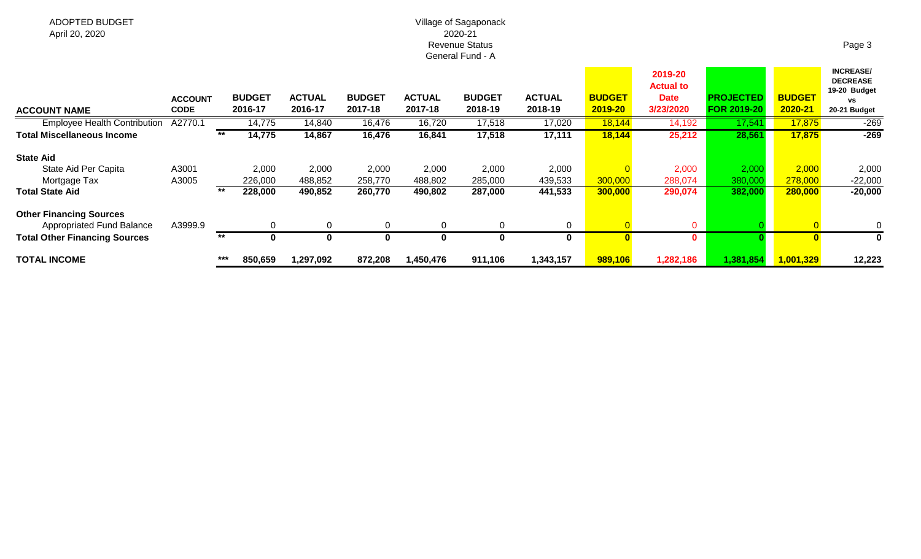ADOPTED BUDGET
April 20, 2020

Village of Sagaponack
2020-21
Revenue Status
General Fund - A

| ACCOUNT NAME | ACCOUNT CODE | | BUDGET 2016-17 | ACTUAL 2016-17 | BUDGET 2017-18 | ACTUAL 2017-18 | BUDGET 2018-19 | ACTUAL 2018-19 | BUDGET 2019-20 | 2019-20 Actual to Date 3/23/2020 | PROJECTED FOR 2019-20 | BUDGET 2020-21 | INCREASE/ DECREASE 19-20 Budget vs 20-21 Budget |
|---|---|---|---|---|---|---|---|---|---|---|---|---|---|
| Employee Health Contribution | A2770.1 | | 14,775 | 14,840 | 16,476 | 16,720 | 17,518 | 17,020 | 18,144 | 14,192 | 17,541 | 17,875 | -269 |
| **Total Miscellaneous Income** | | ** | **14,775** | **14,867** | **16,476** | **16,841** | **17,518** | **17,111** | **18,144** | **25,212** | **28,561** | **17,875** | **-269** |
| **State Aid** | | | | | | | | | | | | | |
| State Aid Per Capita | A3001 | | 2,000 | 2,000 | 2,000 | 2,000 | 2,000 | 2,000 | 0 | 2,000 | 2,000 | 2,000 | 2,000 |
| Mortgage Tax | A3005 | | 226,000 | 488,852 | 258,770 | 488,802 | 285,000 | 439,533 | 300,000 | 288,074 | 380,000 | 278,000 | -22,000 |
| **Total State Aid** | | ** | **228,000** | **490,852** | **260,770** | **490,802** | **287,000** | **441,533** | **300,000** | **290,074** | **382,000** | **280,000** | **-20,000** |
| **Other Financing Sources** | | | | | | | | | | | | | |
| Appropriated Fund Balance | A3999.9 | | 0 | 0 | 0 | 0 | 0 | 0 | 0 | 0 | 0 | 0 | 0 |
| **Total Other Financing Sources** | | ** | **0** | **0** | **0** | **0** | **0** | **0** | **0** | **0** | **0** | **0** | **0** |
| **TOTAL INCOME** | | *** | **850,659** | **1,297,092** | **872,208** | **1,450,476** | **911,106** | **1,343,157** | **989,106** | **1,282,186** | **1,381,854** | **1,001,329** | **12,223** |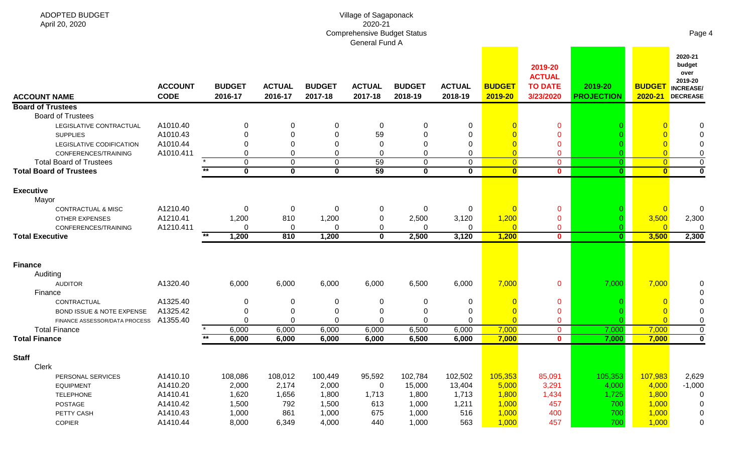ADOPTED BUDGET
April 20, 2020

Village of Sagaponack
2020-21
Comprehensive Budget Status
General Fund A

| ACCOUNT NAME | ACCOUNT CODE | | BUDGET 2016-17 | ACTUAL 2016-17 | BUDGET 2017-18 | ACTUAL 2017-18 | BUDGET 2018-19 | ACTUAL 2018-19 | BUDGET 2019-20 | 2019-20 ACTUAL TO DATE 3/23/2020 | 2019-20 PROJECTION | BUDGET 2020-21 | 2020-21 budget over 2019-20 INCREASE/ DECREASE |
|---|---|---|---|---|---|---|---|---|---|---|---|---|---|
| **Board of Trustees** | | | | | | | | | | | | | |
| Board of Trustees | | | | | | | | | | | | | |
| LEGISLATIVE CONTRACTUAL | A1010.40 | | 0 | 0 | 0 | 0 | 0 | 0 | 0 | 0 | 0 | 0 | 0 |
| SUPPLIES | A1010.43 | | 0 | 0 | 0 | 59 | 0 | 0 | 0 | 0 | 0 | 0 | 0 |
| LEGISLATIVE CODIFICATION | A1010.44 | | 0 | 0 | 0 | 0 | 0 | 0 | 0 | 0 | 0 | 0 | 0 |
| CONFERENCES/TRAINING | A1010.411 | | 0 | 0 | 0 | 0 | 0 | 0 | 0 | 0 | 0 | 0 | 0 |
| Total Board of Trustees | | * | 0 | 0 | 0 | 59 | 0 | 0 | 0 | 0 | 0 | 0 | 0 |
| **Total Board of Trustees** | | ** | **0** | **0** | **0** | **59** | **0** | **0** | **0** | **0** | **0** | **0** | **0** |
| **Executive** | | | | | | | | | | | | | |
| Mayor | | | | | | | | | | | | | |
| CONTRACTUAL & MISC | A1210.40 | | 0 | 0 | 0 | 0 | 0 | 0 | 0 | 0 | 0 | 0 | 0 |
| OTHER EXPENSES | A1210.41 | | 1,200 | 810 | 1,200 | 0 | 2,500 | 3,120 | 1,200 | 0 | 0 | 3,500 | 2,300 |
| CONFERENCES/TRAINING | A1210.411 | | 0 | 0 | 0 | 0 | 0 | 0 | 0 | 0 | 0 | 0 | 0 |
| **Total Executive** | | ** | **1,200** | **810** | **1,200** | **0** | **2,500** | **3,120** | **1,200** | **0** | **0** | **3,500** | **2,300** |
| **Finance** | | | | | | | | | | | | | |
| Auditing | | | | | | | | | | | | | |
| AUDITOR | A1320.40 | | 6,000 | 6,000 | 6,000 | 6,000 | 6,500 | 6,000 | 7,000 | 0 | 7,000 | 7,000 | 0 |
| Finance | | | | | | | | | | | | | 0 |
| CONTRACTUAL | A1325.40 | | 0 | 0 | 0 | 0 | 0 | 0 | 0 | 0 | 0 | 0 | 0 |
| BOND ISSUE & NOTE EXPENSE | A1325.42 | | 0 | 0 | 0 | 0 | 0 | 0 | 0 | 0 | 0 | 0 | 0 |
| FINANCE ASSESSOR/DATA PROCESS | A1355.40 | | 0 | 0 | 0 | 0 | 0 | 0 | 0 | 0 | 0 | 0 | 0 |
| Total Finance | | * | 6,000 | 6,000 | 6,000 | 6,000 | 6,500 | 6,000 | 7,000 | 0 | 7,000 | 7,000 | 0 |
| **Total Finance** | | ** | **6,000** | **6,000** | **6,000** | **6,000** | **6,500** | **6,000** | **7,000** | **0** | **7,000** | **7,000** | **0** |
| **Staff** | | | | | | | | | | | | | |
| Clerk | | | | | | | | | | | | | |
| PERSONAL SERVICES | A1410.10 | | 108,086 | 108,012 | 100,449 | 95,592 | 102,784 | 102,502 | 105,353 | 85,091 | 105,353 | 107,983 | 2,629 |
| EQUIPMENT | A1410.20 | | 2,000 | 2,174 | 2,000 | 0 | 15,000 | 13,404 | 5,000 | 3,291 | 4,000 | 4,000 | -1,000 |
| TELEPHONE | A1410.41 | | 1,620 | 1,656 | 1,800 | 1,713 | 1,800 | 1,713 | 1,800 | 1,434 | 1,725 | 1,800 | 0 |
| POSTAGE | A1410.42 | | 1,500 | 792 | 1,500 | 613 | 1,000 | 1,211 | 1,000 | 457 | 700 | 1,000 | 0 |
| PETTY CASH | A1410.43 | | 1,000 | 861 | 1,000 | 675 | 1,000 | 516 | 1,000 | 400 | 700 | 1,000 | 0 |
| COPIER | A1410.44 | | 8,000 | 6,349 | 4,000 | 440 | 1,000 | 563 | 1,000 | 457 | 700 | 1,000 | 0 |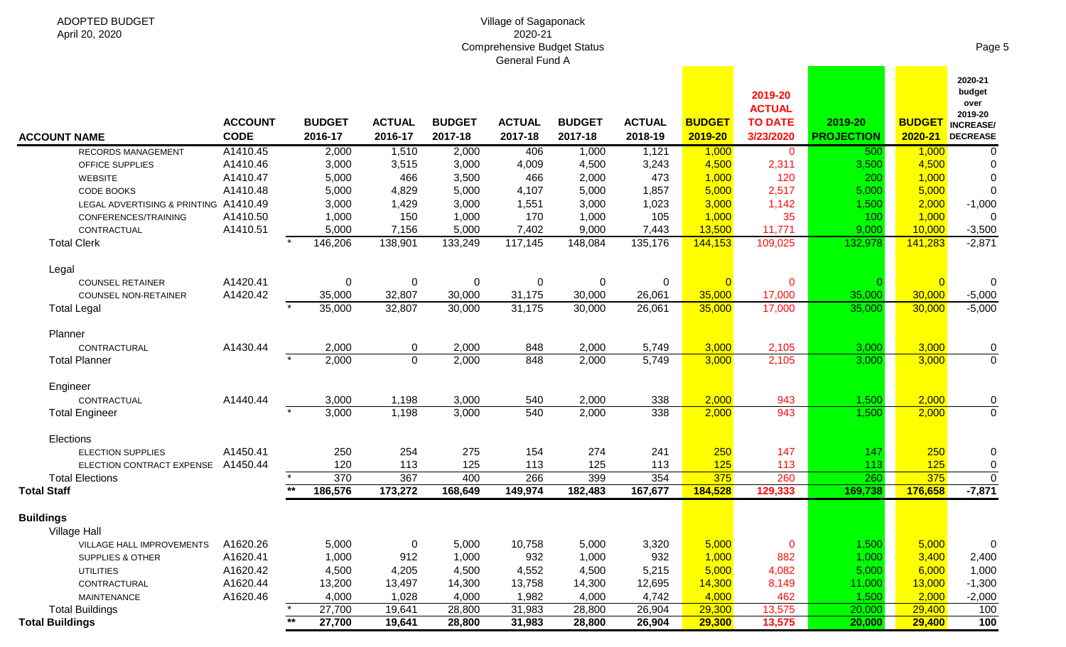ADOPTED BUDGET
April 20, 2020

Village of Sagaponack
2020-21
Comprehensive Budget Status
General Fund A

| ACCOUNT NAME | ACCOUNT CODE | | BUDGET 2016-17 | ACTUAL 2016-17 | BUDGET 2017-18 | ACTUAL 2017-18 | BUDGET 2017-18 | ACTUAL 2018-19 | BUDGET 2019-20 | 2019-20 ACTUAL TO DATE 3/23/2020 | 2019-20 PROJECTION | BUDGET 2020-21 | 2020-21 budget over 2019-20 INCREASE/ DECREASE |
|---|---|---|---|---|---|---|---|---|---|---|---|---|---|
| RECORDS MANAGEMENT | A1410.45 | | 2,000 | 1,510 | 2,000 | 406 | 1,000 | 1,121 | 1,000 | 0 | 500 | 1,000 | 0 |
| OFFICE SUPPLIES | A1410.46 | | 3,000 | 3,515 | 3,000 | 4,009 | 4,500 | 3,243 | 4,500 | 2,311 | 3,500 | 4,500 | 0 |
| WEBSITE | A1410.47 | | 5,000 | 466 | 3,500 | 466 | 2,000 | 473 | 1,000 | 120 | 200 | 1,000 | 0 |
| CODE BOOKS | A1410.48 | | 5,000 | 4,829 | 5,000 | 4,107 | 5,000 | 1,857 | 5,000 | 2,517 | 5,000 | 5,000 | 0 |
| LEGAL ADVERTISING & PRINTING | A1410.49 | | 3,000 | 1,429 | 3,000 | 1,551 | 3,000 | 1,023 | 3,000 | 1,142 | 1,500 | 2,000 | -1,000 |
| CONFERENCES/TRAINING | A1410.50 | | 1,000 | 150 | 1,000 | 170 | 1,000 | 105 | 1,000 | 35 | 100 | 1,000 | 0 |
| CONTRACTUAL | A1410.51 | | 5,000 | 7,156 | 5,000 | 7,402 | 9,000 | 7,443 | 13,500 | 11,771 | 9,000 | 10,000 | -3,500 |
| Total Clerk | | * | 146,206 | 138,901 | 133,249 | 117,145 | 148,084 | 135,176 | 144,153 | 109,025 | 132,978 | 141,283 | -2,871 |
| Legal | | | | | | | | | | | | | |
| COUNSEL RETAINER | A1420.41 | | 0 | 0 | 0 | 0 | 0 | 0 | 0 | 0 | 0 | 0 | 0 |
| COUNSEL NON-RETAINER | A1420.42 | | 35,000 | 32,807 | 30,000 | 31,175 | 30,000 | 26,061 | 35,000 | 17,000 | 35,000 | 30,000 | -5,000 |
| Total Legal | | * | 35,000 | 32,807 | 30,000 | 31,175 | 30,000 | 26,061 | 35,000 | 17,000 | 35,000 | 30,000 | -5,000 |
| Planner | | | | | | | | | | | | | |
| CONTRACTUAL | A1430.44 | | 2,000 | 0 | 2,000 | 848 | 2,000 | 5,749 | 3,000 | 2,105 | 3,000 | 3,000 | 0 |
| Total Planner | | * | 2,000 | 0 | 2,000 | 848 | 2,000 | 5,749 | 3,000 | 2,105 | 3,000 | 3,000 | 0 |
| Engineer | | | | | | | | | | | | | |
| CONTRACTUAL | A1440.44 | | 3,000 | 1,198 | 3,000 | 540 | 2,000 | 338 | 2,000 | 943 | 1,500 | 2,000 | 0 |
| Total Engineer | | * | 3,000 | 1,198 | 3,000 | 540 | 2,000 | 338 | 2,000 | 943 | 1,500 | 2,000 | 0 |
| Elections | | | | | | | | | | | | | |
| ELECTION SUPPLIES | A1450.41 | | 250 | 254 | 275 | 154 | 274 | 241 | 250 | 147 | 147 | 250 | 0 |
| ELECTION CONTRACT EXPENSE | A1450.44 | | 120 | 113 | 125 | 113 | 125 | 113 | 125 | 113 | 113 | 125 | 0 |
| Total Elections | | * | 370 | 367 | 400 | 266 | 399 | 354 | 375 | 260 | 260 | 375 | 0 |
| **Total Staff** | | ** | **186,576** | **173,272** | **168,649** | **149,974** | **182,483** | **167,677** | **184,528** | **129,333** | **169,738** | **176,658** | **-7,871** |
| **Buildings** | | | | | | | | | | | | | |
| Village Hall | | | | | | | | | | | | | |
| VILLAGE HALL IMPROVEMENTS | A1620.26 | | 5,000 | 0 | 5,000 | 10,758 | 5,000 | 3,320 | 5,000 | 0 | 1,500 | 5,000 | 0 |
| SUPPLIES & OTHER | A1620.41 | | 1,000 | 912 | 1,000 | 932 | 1,000 | 932 | 1,000 | 882 | 1,000 | 3,400 | 2,400 |
| UTILITIES | A1620.42 | | 4,500 | 4,205 | 4,500 | 4,552 | 4,500 | 5,215 | 5,000 | 4,082 | 5,000 | 6,000 | 1,000 |
| CONTRACTUAL | A1620.44 | | 13,200 | 13,497 | 14,300 | 13,758 | 14,300 | 12,695 | 14,300 | 8,149 | 11,000 | 13,000 | -1,300 |
| MAINTENANCE | A1620.46 | | 4,000 | 1,028 | 4,000 | 1,982 | 4,000 | 4,742 | 4,000 | 462 | 1,500 | 2,000 | -2,000 |
| Total Buildings | | * | 27,700 | 19,641 | 28,800 | 31,983 | 28,800 | 26,904 | 29,300 | 13,575 | 20,000 | 29,400 | 100 |
| **Total Buildings** | | ** | **27,700** | **19,641** | **28,800** | **31,983** | **28,800** | **26,904** | **29,300** | **13,575** | **20,000** | **29,400** | **100** |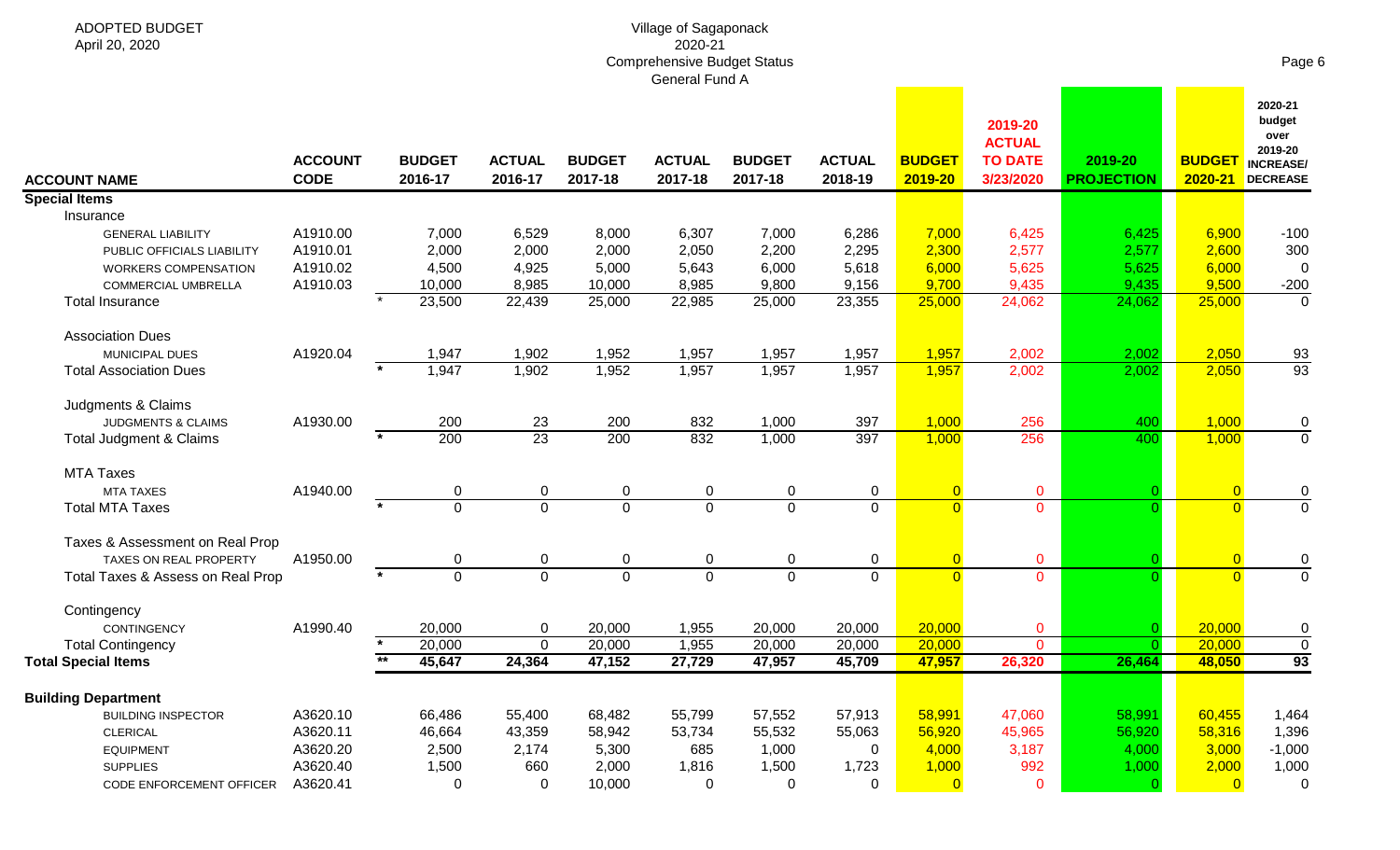ADOPTED BUDGET
April 20, 2020

Village of Sagaponack
2020-21
Comprehensive Budget Status
General Fund A

| ACCOUNT NAME | ACCOUNT CODE | | BUDGET 2016-17 | ACTUAL 2016-17 | BUDGET 2017-18 | ACTUAL 2017-18 | BUDGET 2017-18 | ACTUAL 2018-19 | BUDGET 2019-20 | 2019-20 ACTUAL TO DATE 3/23/2020 | 2019-20 PROJECTION | BUDGET 2020-21 | 2020-21 budget over 2019-20 INCREASE/ DECREASE |
|---|---|---|---|---|---|---|---|---|---|---|---|---|---|
| **Special Items** | | | | | | | | | | | | | |
| Insurance | | | | | | | | | | | | | |
| GENERAL LIABILITY | A1910.00 | | 7,000 | 6,529 | 8,000 | 6,307 | 7,000 | 6,286 | 7,000 | 6,425 | 6,425 | 6,900 | -100 |
| PUBLIC OFFICIALS LIABILITY | A1910.01 | | 2,000 | 2,000 | 2,000 | 2,050 | 2,200 | 2,295 | 2,300 | 2,577 | 2,577 | 2,600 | 300 |
| WORKERS COMPENSATION | A1910.02 | | 4,500 | 4,925 | 5,000 | 5,643 | 6,000 | 5,618 | 6,000 | 5,625 | 5,625 | 6,000 | 0 |
| COMMERCIAL UMBRELLA | A1910.03 | | 10,000 | 8,985 | 10,000 | 8,985 | 9,800 | 9,156 | 9,700 | 9,435 | 9,435 | 9,500 | -200 |
| Total Insurance | | * | 23,500 | 22,439 | 25,000 | 22,985 | 25,000 | 23,355 | 25,000 | 24,062 | 24,062 | 25,000 | 0 |
| Association Dues | | | | | | | | | | | | | |
| MUNICIPAL DUES | A1920.04 | | 1,947 | 1,902 | 1,952 | 1,957 | 1,957 | 1,957 | 1,957 | 2,002 | 2,002 | 2,050 | 93 |
| Total Association Dues | | * | 1,947 | 1,902 | 1,952 | 1,957 | 1,957 | 1,957 | 1,957 | 2,002 | 2,002 | 2,050 | 93 |
| Judgments & Claims | | | | | | | | | | | | | |
| JUDGMENTS & CLAIMS | A1930.00 | | 200 | 23 | 200 | 832 | 1,000 | 397 | 1,000 | 256 | 400 | 1,000 | 0 |
| Total Judgment & Claims | | * | 200 | 23 | 200 | 832 | 1,000 | 397 | 1,000 | 256 | 400 | 1,000 | 0 |
| MTA Taxes | | | | | | | | | | | | | |
| MTA TAXES | A1940.00 | | 0 | 0 | 0 | 0 | 0 | 0 | 0 | 0 | 0 | 0 | 0 |
| Total MTA Taxes | | * | 0 | 0 | 0 | 0 | 0 | 0 | 0 | 0 | 0 | 0 | 0 |
| Taxes & Assessment on Real Prop | | | | | | | | | | | | | |
| TAXES ON REAL PROPERTY | A1950.00 | | 0 | 0 | 0 | 0 | 0 | 0 | 0 | 0 | 0 | 0 | 0 |
| Total Taxes & Assess on Real Prop | | * | 0 | 0 | 0 | 0 | 0 | 0 | 0 | 0 | 0 | 0 | 0 |
| Contingency | | | | | | | | | | | | | |
| CONTINGENCY | A1990.40 | | 20,000 | 0 | 20,000 | 1,955 | 20,000 | 20,000 | 20,000 | 0 | 0 | 20,000 | 0 |
| Total Contingency | | * | 20,000 | 0 | 20,000 | 1,955 | 20,000 | 20,000 | 20,000 | 0 | 0 | 20,000 | 0 |
| **Total Special Items** | | ** | **45,647** | **24,364** | **47,152** | **27,729** | **47,957** | **45,709** | **47,957** | **26,320** | **26,464** | **48,050** | **93** |
| **Building Department** | | | | | | | | | | | | | |
| BUILDING INSPECTOR | A3620.10 | | 66,486 | 55,400 | 68,482 | 55,799 | 57,552 | 57,913 | 58,991 | 47,060 | 58,991 | 60,455 | 1,464 |
| CLERICAL | A3620.11 | | 46,664 | 43,359 | 58,942 | 53,734 | 55,532 | 55,063 | 56,920 | 45,965 | 56,920 | 58,316 | 1,396 |
| EQUIPMENT | A3620.20 | | 2,500 | 2,174 | 5,300 | 685 | 1,000 | 0 | 4,000 | 3,187 | 4,000 | 3,000 | -1,000 |
| SUPPLIES | A3620.40 | | 1,500 | 660 | 2,000 | 1,816 | 1,500 | 1,723 | 1,000 | 992 | 1,000 | 2,000 | 1,000 |
| CODE ENFORCEMENT OFFICER | A3620.41 | | 0 | 0 | 10,000 | 0 | 0 | 0 | 0 | 0 | 0 | 0 | 0 |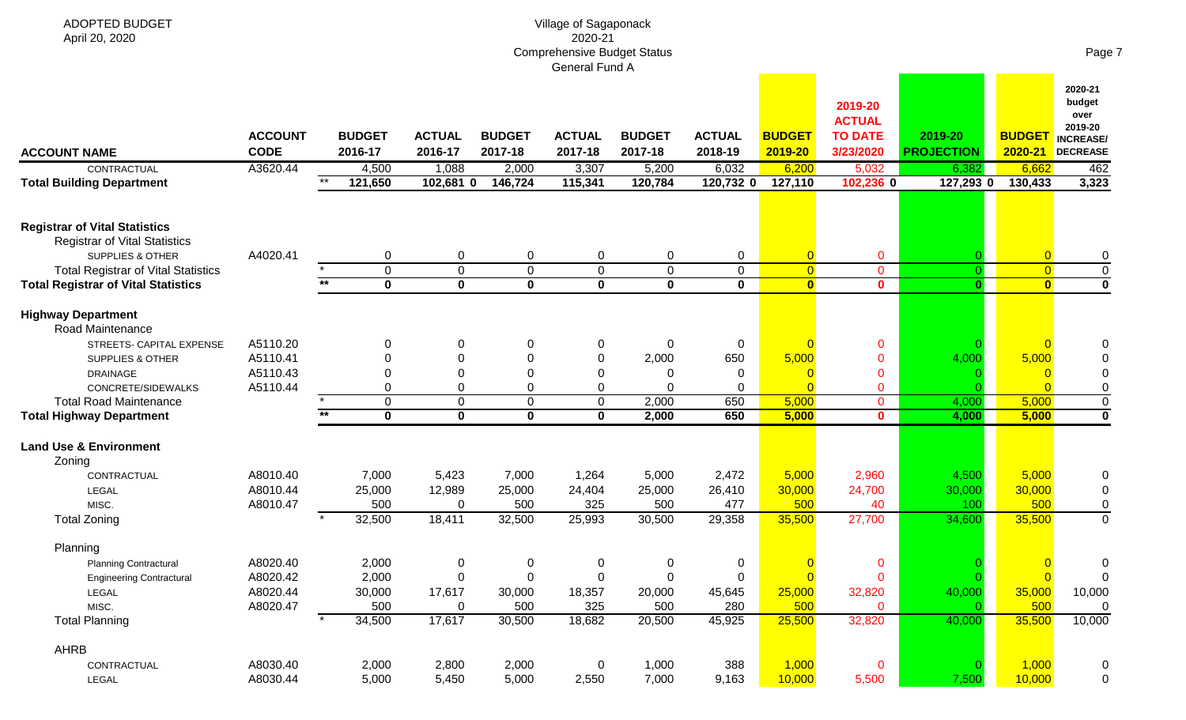ADOPTED BUDGET
April 20, 2020

Village of Sagaponack
2020-21
Comprehensive Budget Status
General Fund A

| ACCOUNT NAME | ACCOUNT CODE | | BUDGET 2016-17 | ACTUAL 2016-17 | BUDGET 2017-18 | ACTUAL 2017-18 | BUDGET 2017-18 | ACTUAL 2018-19 | BUDGET 2019-20 | 2019-20 ACTUAL TO DATE 3/23/2020 | 2019-20 PROJECTION | BUDGET 2020-21 | 2020-21 budget over 2019-20 INCREASE/ DECREASE |
|---|---|---|---|---|---|---|---|---|---|---|---|---|---|
| CONTRACTUAL | A3620.44 | | 4,500 | 1,088 | 2,000 | 3,307 | 5,200 | 6,032 | 6,200 | 5,032 | 6,382 | 6,662 | 462 |
| **Total Building Department** | | ** | 121,650 | 102,681 0 | 146,724 | 115,341 | 120,784 | 120,732 0 | 127,110 | 102,236 0 | 127,293 0 | 130,433 | 3,323 |
| **Registrar of Vital Statistics** | | | | | | | | | | | | | |
| Registrar of Vital Statistics | | | | | | | | | | | | | |
| SUPPLIES & OTHER | A4020.41 | | 0 | 0 | 0 | 0 | 0 | 0 | 0 | 0 | 0 | 0 | 0 |
| Total Registrar of Vital Statistics | | * | 0 | 0 | 0 | 0 | 0 | 0 | 0 | 0 | 0 | 0 | 0 |
| **Total Registrar of Vital Statistics** | | ** | 0 | 0 | 0 | 0 | 0 | 0 | 0 | 0 | 0 | 0 | 0 |
| **Highway Department** | | | | | | | | | | | | | |
| Road Maintenance | | | | | | | | | | | | | |
| STREETS- CAPITAL EXPENSE | A5110.20 | | 0 | 0 | 0 | 0 | 0 | 0 | 0 | 0 | 0 | 0 | 0 |
| SUPPLIES & OTHER | A5110.41 | | 0 | 0 | 0 | 0 | 2,000 | 650 | 5,000 | 0 | 4,000 | 5,000 | 0 |
| DRAINAGE | A5110.43 | | 0 | 0 | 0 | 0 | 0 | 0 | 0 | 0 | 0 | 0 | 0 |
| CONCRETE/SIDEWALKS | A5110.44 | | 0 | 0 | 0 | 0 | 0 | 0 | 0 | 0 | 0 | 0 | 0 |
| Total Road Maintenance | | * | 0 | 0 | 0 | 0 | 2,000 | 650 | 5,000 | 0 | 4,000 | 5,000 | 0 |
| **Total Highway Department** | | ** | 0 | 0 | 0 | 0 | 2,000 | 650 | 5,000 | 0 | 4,000 | 5,000 | 0 |
| **Land Use & Environment** | | | | | | | | | | | | | |
| Zoning | | | | | | | | | | | | | |
| CONTRACTUAL | A8010.40 | | 7,000 | 5,423 | 7,000 | 1,264 | 5,000 | 2,472 | 5,000 | 2,960 | 4,500 | 5,000 | 0 |
| LEGAL | A8010.44 | | 25,000 | 12,989 | 25,000 | 24,404 | 25,000 | 26,410 | 30,000 | 24,700 | 30,000 | 30,000 | 0 |
| MISC. | A8010.47 | | 500 | 0 | 500 | 325 | 500 | 477 | 500 | 40 | 100 | 500 | 0 |
| Total Zoning | | * | 32,500 | 18,411 | 32,500 | 25,993 | 30,500 | 29,358 | 35,500 | 27,700 | 34,600 | 35,500 | 0 |
| Planning | | | | | | | | | | | | | |
| Planning Contractural | A8020.40 | | 2,000 | 0 | 0 | 0 | 0 | 0 | 0 | 0 | 0 | 0 | 0 |
| Engineering Contractural | A8020.42 | | 2,000 | 0 | 0 | 0 | 0 | 0 | 0 | 0 | 0 | 0 | 0 |
| LEGAL | A8020.44 | | 30,000 | 17,617 | 30,000 | 18,357 | 20,000 | 45,645 | 25,000 | 32,820 | 40,000 | 35,000 | 10,000 |
| MISC. | A8020.47 | | 500 | 0 | 500 | 325 | 500 | 280 | 500 | 0 | 0 | 500 | 0 |
| Total Planning | | * | 34,500 | 17,617 | 30,500 | 18,682 | 20,500 | 45,925 | 25,500 | 32,820 | 40,000 | 35,500 | 10,000 |
| AHRB | | | | | | | | | | | | | |
| CONTRACTUAL | A8030.40 | | 2,000 | 2,800 | 2,000 | 0 | 1,000 | 388 | 1,000 | 0 | 0 | 1,000 | 0 |
| LEGAL | A8030.44 | | 5,000 | 5,450 | 5,000 | 2,550 | 7,000 | 9,163 | 10,000 | 5,500 | 7,500 | 10,000 | 0 |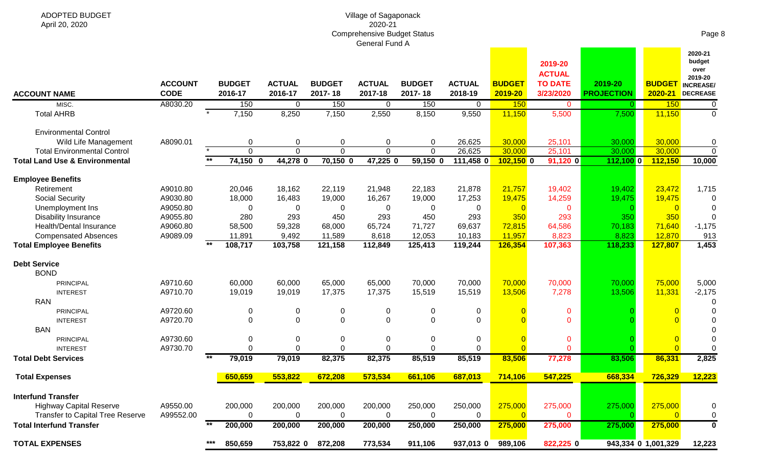ADOPTED BUDGET
April 20, 2020

Village of Sagaponack
2020-21
Comprehensive Budget Status
General Fund A

| ACCOUNT NAME | ACCOUNT CODE | | BUDGET 2016-17 | ACTUAL 2016-17 | BUDGET 2017-18 | ACTUAL 2017-18 | BUDGET 2017-18 | ACTUAL 2018-19 | BUDGET 2019-20 | 2019-20 ACTUAL TO DATE 3/23/2020 | 2019-20 PROJECTION | BUDGET 2020-21 | 2020-21 budget over 2019-20 INCREASE/ DECREASE |
|---|---|---|---|---|---|---|---|---|---|---|---|---|---|
| MISC. | A8030.20 | | 150 | 0 | 150 | 0 | 150 | 0 | 150 | 0 | 0 | 150 | 0 |
| Total AHRB | | * | 7,150 | 8,250 | 7,150 | 2,550 | 8,150 | 9,550 | 11,150 | 5,500 | 7,500 | 11,150 | 0 |
| Environmental Control | | | | | | | | | | | | | |
| Wild Life Management | A8090.01 | | 0 | 0 | 0 | 0 | 0 | 26,625 | 30,000 | 25,101 | 30,000 | 30,000 | 0 |
| Total Environmental Control | | * | 0 | 0 | 0 | 0 | 0 | 26,625 | 30,000 | 25,101 | 30,000 | 30,000 | 0 |
| **Total Land Use & Environmental** | | ** | 74,150 0 | 44,278 0 | 70,150 0 | 47,225 0 | 59,150 0 | 111,458 0 | 102,150 0 | 91,120 0 | 112,100 0 | 112,150 | 10,000 |
| **Employee Benefits** | | | | | | | | | | | | | |
| Retirement | A9010.80 | | 20,046 | 18,162 | 22,119 | 21,948 | 22,183 | 21,878 | 21,757 | 19,402 | 19,402 | 23,472 | 1,715 |
| Social Security | A9030.80 | | 18,000 | 16,483 | 19,000 | 16,267 | 19,000 | 17,253 | 19,475 | 14,259 | 19,475 | 19,475 | 0 |
| Unemployment Ins | A9050.80 | | 0 | 0 | 0 | 0 | 0 | 0 | 0 | 0 | 0 | 0 | 0 |
| Disability Insurance | A9055.80 | | 280 | 293 | 450 | 293 | 450 | 293 | 350 | 293 | 350 | 350 | 0 |
| Health/Dental Insurance | A9060.80 | | 58,500 | 59,328 | 68,000 | 65,724 | 71,727 | 69,637 | 72,815 | 64,586 | 70,183 | 71,640 | -1,175 |
| Compensated Absences | A9089.09 | | 11,891 | 9,492 | 11,589 | 8,618 | 12,053 | 10,183 | 11,957 | 8,823 | 8,823 | 12,870 | 913 |
| **Total Employee Benefits** | | ** | 108,717 | 103,758 | 121,158 | 112,849 | 125,413 | 119,244 | 126,354 | 107,363 | 118,233 | 127,807 | 1,453 |
| **Debt Service** | | | | | | | | | | | | | |
| BOND | | | | | | | | | | | | | |
| PRINCIPAL | A9710.60 | | 60,000 | 60,000 | 65,000 | 65,000 | 70,000 | 70,000 | 70,000 | 70,000 | 70,000 | 75,000 | 5,000 |
| INTEREST | A9710.70 | | 19,019 | 19,019 | 17,375 | 17,375 | 15,519 | 15,519 | 13,506 | 7,278 | 13,506 | 11,331 | -2,175 |
| RAN | | | | | | | | | | | | | 0 |
| PRINCIPAL | A9720.60 | | 0 | 0 | 0 | 0 | 0 | 0 | 0 | 0 | 0 | 0 | 0 |
| INTEREST | A9720.70 | | 0 | 0 | 0 | 0 | 0 | 0 | 0 | 0 | 0 | 0 | 0 |
| BAN | | | | | | | | | | | | | 0 |
| PRINCIPAL | A9730.60 | | 0 | 0 | 0 | 0 | 0 | 0 | 0 | 0 | 0 | 0 | 0 |
| INTEREST | A9730.70 | | 0 | 0 | 0 | 0 | 0 | 0 | 0 | 0 | 0 | 0 | 0 |
| **Total Debt Services** | | ** | 79,019 | 79,019 | 82,375 | 82,375 | 85,519 | 85,519 | 83,506 | 77,278 | 83,506 | 86,331 | 2,825 |
| **Total Expenses** | | | 650,659 | 553,822 | 672,208 | 573,534 | 661,106 | 687,013 | 714,106 | 547,225 | 668,334 | 726,329 | 12,223 |
| **Interfund Transfer** | | | | | | | | | | | | | |
| Highway Capital Reserve | A9550.00 | | 200,000 | 200,000 | 200,000 | 200,000 | 250,000 | 250,000 | 275,000 | 275,000 | 275,000 | 275,000 | 0 |
| Transfer to Capital Tree Reserve | A99552.00 | | 0 | 0 | 0 | 0 | 0 | 0 | 0 | 0 | 0 | 0 | 0 |
| **Total Interfund Transfer** | | ** | 200,000 | 200,000 | 200,000 | 200,000 | 250,000 | 250,000 | 275,000 | 275,000 | 275,000 | 275,000 | 0 |
| **TOTAL EXPENSES** | | *** | 850,659 | 753,822 0 | 872,208 | 773,534 | 911,106 | 937,013 0 | 989,106 | 822,225 0 | 943,334 0 | 1,001,329 | 12,223 |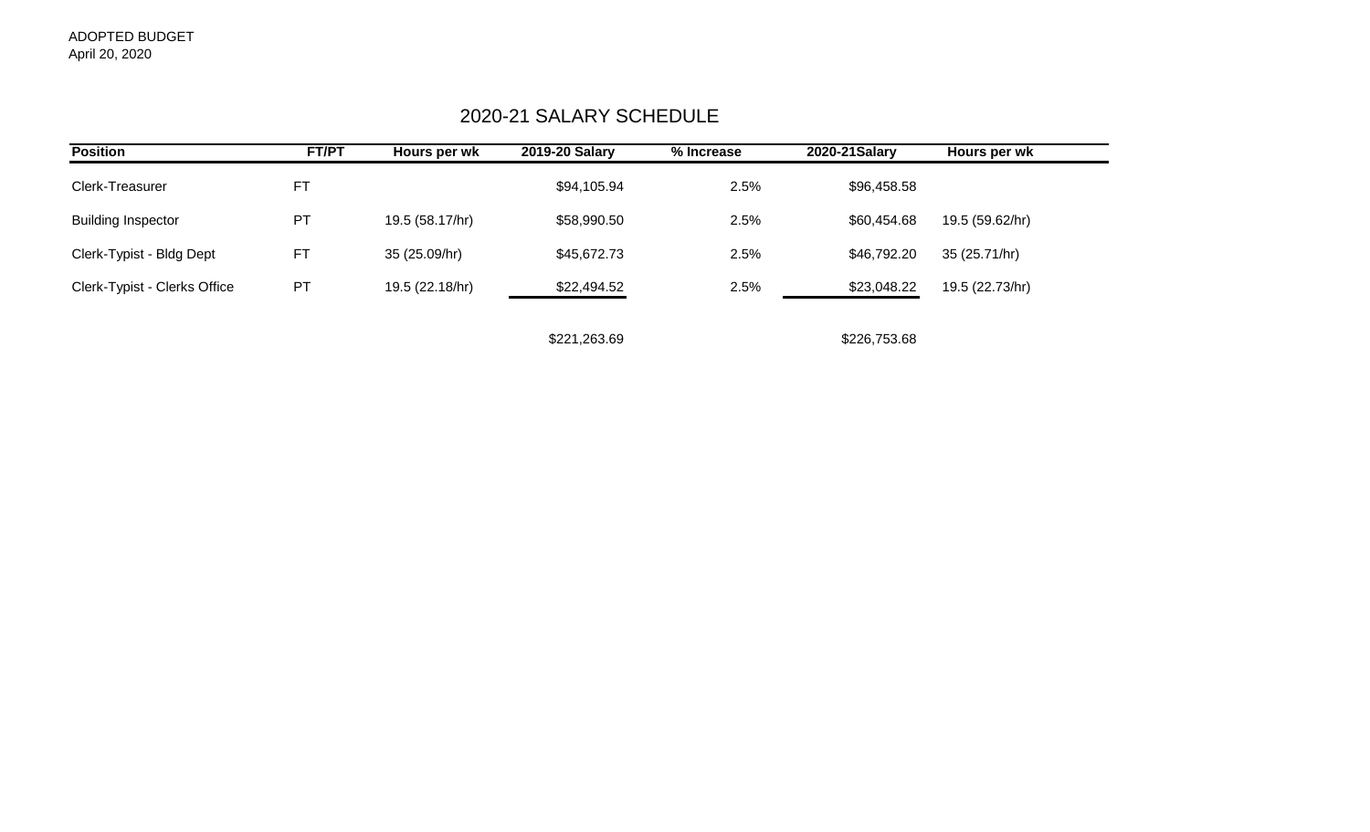ADOPTED BUDGET
April 20, 2020

# 2020-21 SALARY SCHEDULE

| Position | FT/PT | Hours per wk | 2019-20 Salary | % Increase | 2020-21Salary | Hours per wk |
|---|---|---|---|---|---|---|
| Clerk-Treasurer | FT | | $94,105.94 | 2.5% | $96,458.58 | |
| Building Inspector | PT | 19.5 (58.17/hr) | $58,990.50 | 2.5% | $60,454.68 | 19.5 (59.62/hr) |
| Clerk-Typist - Bldg Dept | FT | 35 (25.09/hr) | $45,672.73 | 2.5% | $46,792.20 | 35 (25.71/hr) |
| Clerk-Typist - Clerks Office | PT | 19.5 (22.18/hr) | $22,494.52 | 2.5% | $23,048.22 | 19.5 (22.73/hr) |
| | | | $221,263.69 | | $226,753.68 | |